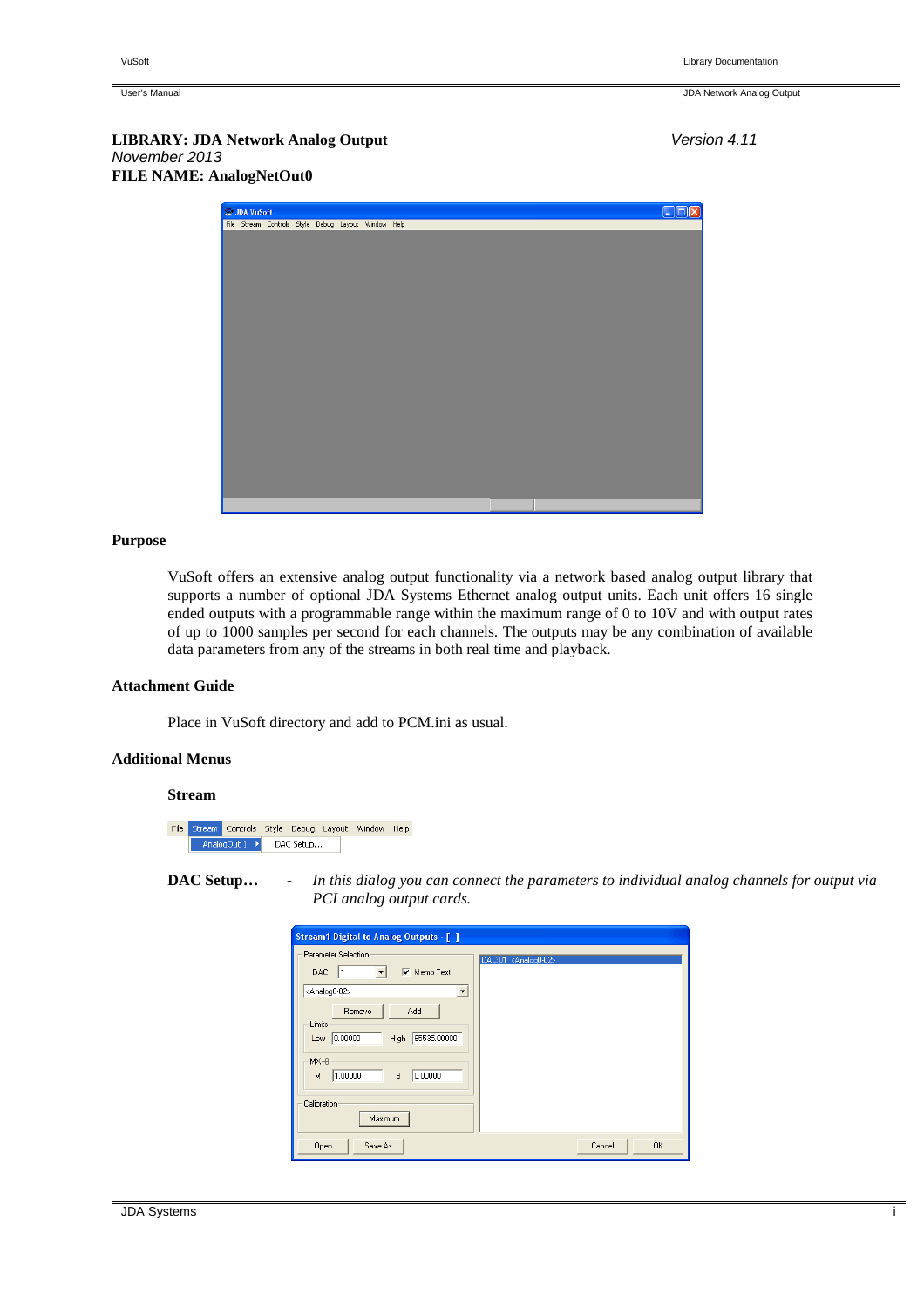**LIBRARY: JDA Network Analog Output** *Version 4.11*
*November 2013*
**FILE NAME: AnalogNetOut0**

## Purpose

VuSoft offers an extensive analog output functionality via a network based analog output library that supports a number of optional JDA Systems Ethernet analog output units. Each unit offers 16 single ended outputs with a programmable range within the maximum range of 0 to 10V and with output rates of up to 1000 samples per second for each channels. The outputs may be any combination of available data parameters from any of the streams in both real time and playback.

## Attachment Guide

Place in VuSoft directory and add to PCM.ini as usual.

## Additional Menus

### Stream

**DAC Setup…** - *In this dialog you can connect the parameters to individual analog channels for output via PCI analog output cards.*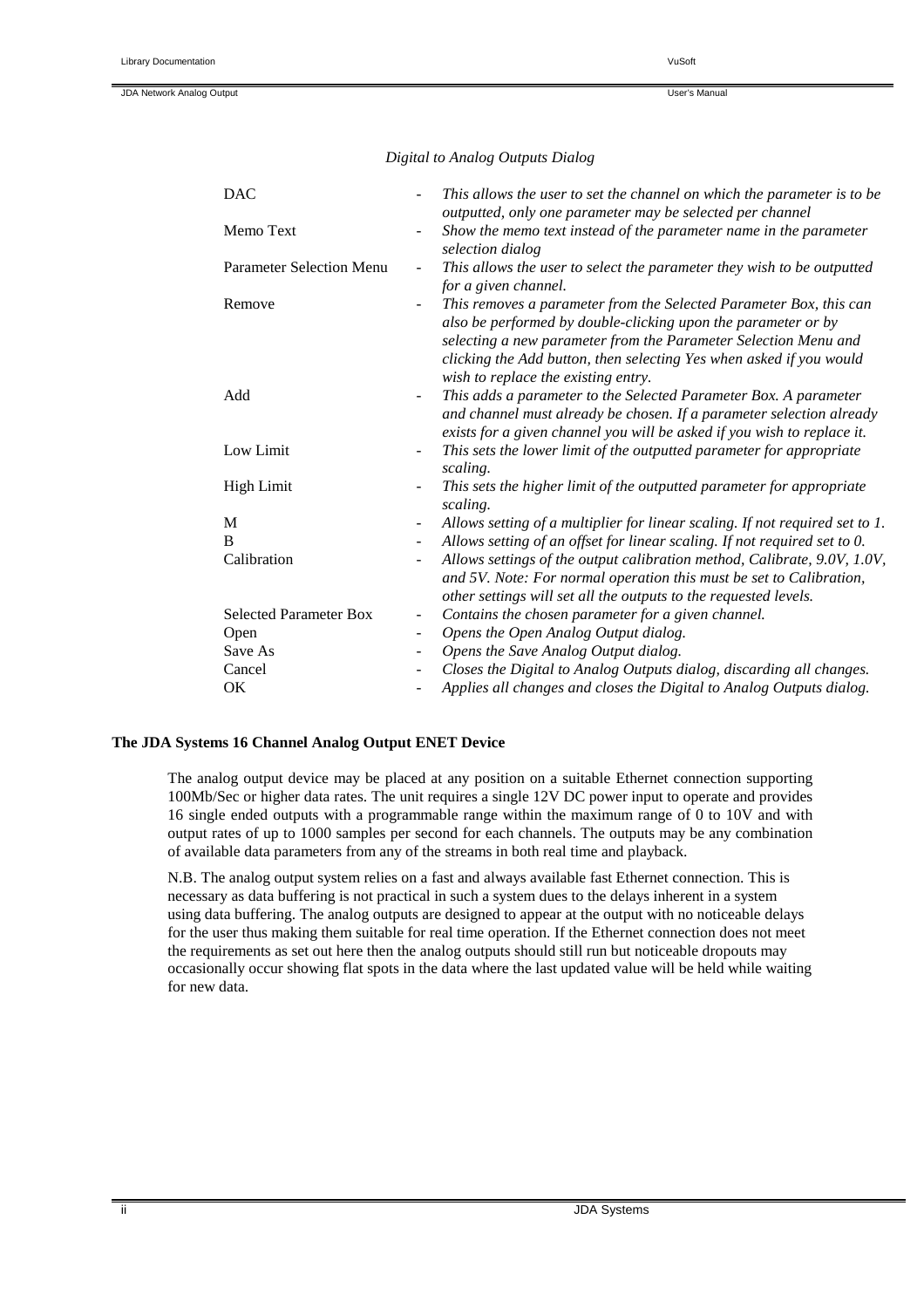*Digital to Analog Outputs Dialog*

| | | |
|---|---|---|
| DAC | - | *This allows the user to set the channel on which the parameter is to be outputted, only one parameter may be selected per channel* |
| Memo Text | - | *Show the memo text instead of the parameter name in the parameter selection dialog* |
| Parameter Selection Menu | - | *This allows the user to select the parameter they wish to be outputted for a given channel.* |
| Remove | - | *This removes a parameter from the Selected Parameter Box, this can also be performed by double-clicking upon the parameter or by selecting a new parameter from the Parameter Selection Menu and clicking the Add button, then selecting Yes when asked if you would wish to replace the existing entry.* |
| Add | - | *This adds a parameter to the Selected Parameter Box. A parameter and channel must already be chosen. If a parameter selection already exists for a given channel you will be asked if you wish to replace it.* |
| Low Limit | - | *This sets the lower limit of the outputted parameter for appropriate scaling.* |
| High Limit | - | *This sets the higher limit of the outputted parameter for appropriate scaling.* |
| M | - | *Allows setting of a multiplier for linear scaling. If not required set to 1.* |
| B | - | *Allows setting of an offset for linear scaling. If not required set to 0.* |
| Calibration | - | *Allows settings of the output calibration method, Calibrate, 9.0V, 1.0V, and 5V. Note: For normal operation this must be set to Calibration, other settings will set all the outputs to the requested levels.* |
| Selected Parameter Box | - | *Contains the chosen parameter for a given channel.* |
| Open | - | *Opens the Open Analog Output dialog.* |
| Save As | - | *Opens the Save Analog Output dialog.* |
| Cancel | - | *Closes the Digital to Analog Outputs dialog, discarding all changes.* |
| OK | - | *Applies all changes and closes the Digital to Analog Outputs dialog.* |

**The JDA Systems 16 Channel Analog Output ENET Device**

The analog output device may be placed at any position on a suitable Ethernet connection supporting 100Mb/Sec or higher data rates. The unit requires a single 12V DC power input to operate and provides 16 single ended outputs with a programmable range within the maximum range of 0 to 10V and with output rates of up to 1000 samples per second for each channels. The outputs may be any combination of available data parameters from any of the streams in both real time and playback.

N.B. The analog output system relies on a fast and always available fast Ethernet connection. This is necessary as data buffering is not practical in such a system dues to the delays inherent in a system using data buffering. The analog outputs are designed to appear at the output with no noticeable delays for the user thus making them suitable for real time operation. If the Ethernet connection does not meet the requirements as set out here then the analog outputs should still run but noticeable dropouts may occasionally occur showing flat spots in the data where the last updated value will be held while waiting for new data.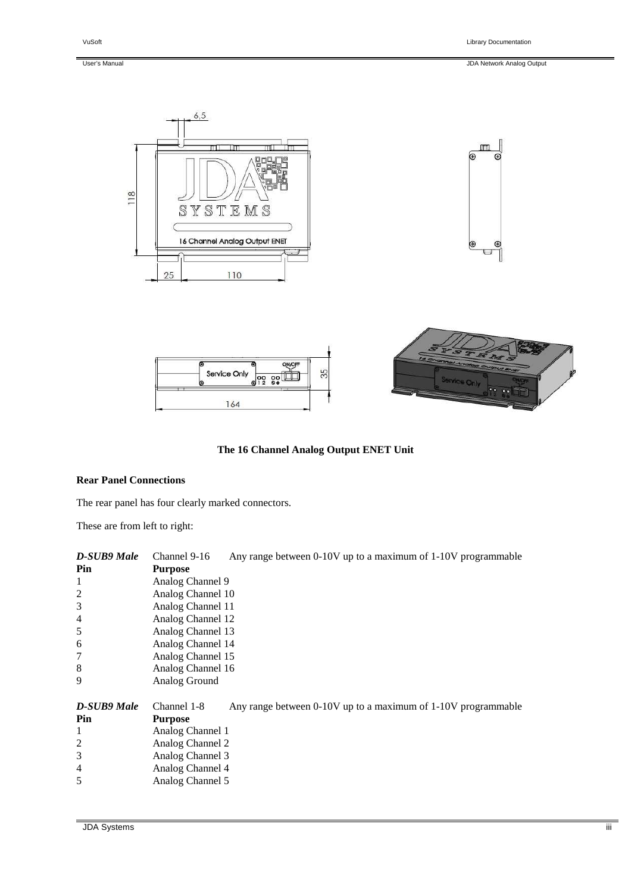**The 16 Channel Analog Output ENET Unit**

**Rear Panel Connections**

The rear panel has four clearly marked connectors.

These are from left to right:

| ***D-SUB9 Male*** | Channel 9-16 | Any range between 0-10V up to a maximum of 1-10V programmable |
|---|---|---|
| **Pin** | **Purpose** | |
| 1 | Analog Channel 9 | |
| 2 | Analog Channel 10 | |
| 3 | Analog Channel 11 | |
| 4 | Analog Channel 12 | |
| 5 | Analog Channel 13 | |
| 6 | Analog Channel 14 | |
| 7 | Analog Channel 15 | |
| 8 | Analog Channel 16 | |
| 9 | Analog Ground | |

| ***D-SUB9 Male*** | Channel 1-8 | Any range between 0-10V up to a maximum of 1-10V programmable |
|---|---|---|
| **Pin** | **Purpose** | |
| 1 | Analog Channel 1 | |
| 2 | Analog Channel 2 | |
| 3 | Analog Channel 3 | |
| 4 | Analog Channel 4 | |
| 5 | Analog Channel 5 | |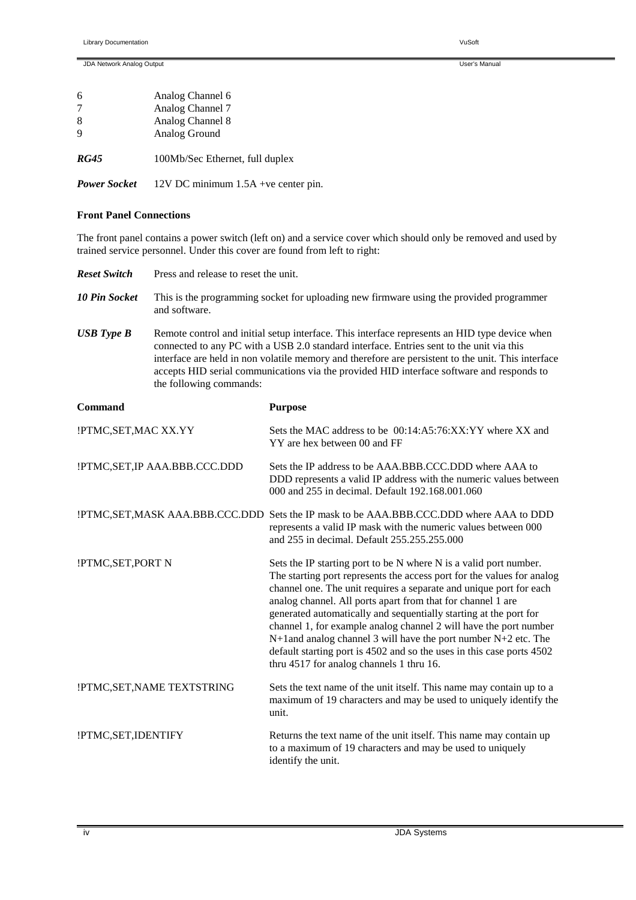| | |
|---|---|
| 6 | Analog Channel 6 |
| 7 | Analog Channel 7 |
| 8 | Analog Channel 8 |
| 9 | Analog Ground |

***RG45*** 100Mb/Sec Ethernet, full duplex

***Power Socket*** 12V DC minimum 1.5A +ve center pin.

**Front Panel Connections**

The front panel contains a power switch (left on) and a service cover which should only be removed and used by trained service personnel. Under this cover are found from left to right:

***Reset Switch*** Press and release to reset the unit.

***10 Pin Socket*** This is the programming socket for uploading new firmware using the provided programmer and software.

***USB Type B*** Remote control and initial setup interface. This interface represents an HID type device when connected to any PC with a USB 2.0 standard interface. Entries sent to the unit via this interface are held in non volatile memory and therefore are persistent to the unit. This interface accepts HID serial communications via the provided HID interface software and responds to the following commands:

| **Command** | **Purpose** |
|---|---|
| !PTMC,SET,MAC XX.YY | Sets the MAC address to be 00:14:A5:76:XX:YY where XX and YY are hex between 00 and FF |
| !PTMC,SET,IP AAA.BBB.CCC.DDD | Sets the IP address to be AAA.BBB.CCC.DDD where AAA to DDD represents a valid IP address with the numeric values between 000 and 255 in decimal. Default 192.168.001.060 |
| !PTMC,SET,MASK AAA.BBB.CCC.DDD | Sets the IP mask to be AAA.BBB.CCC.DDD where AAA to DDD represents a valid IP mask with the numeric values between 000 and 255 in decimal. Default 255.255.255.000 |
| !PTMC,SET,PORT N | Sets the IP starting port to be N where N is a valid port number. The starting port represents the access port for the values for analog channel one. The unit requires a separate and unique port for each analog channel. All ports apart from that for channel 1 are generated automatically and sequentially starting at the port for channel 1, for example analog channel 2 will have the port number N+1and analog channel 3 will have the port number N+2 etc. The default starting port is 4502 and so the uses in this case ports 4502 thru 4517 for analog channels 1 thru 16. |
| !PTMC,SET,NAME TEXTSTRING | Sets the text name of the unit itself. This name may contain up to a maximum of 19 characters and may be used to uniquely identify the unit. |
| !PTMC,SET,IDENTIFY | Returns the text name of the unit itself. This name may contain up to a maximum of 19 characters and may be used to uniquely identify the unit. |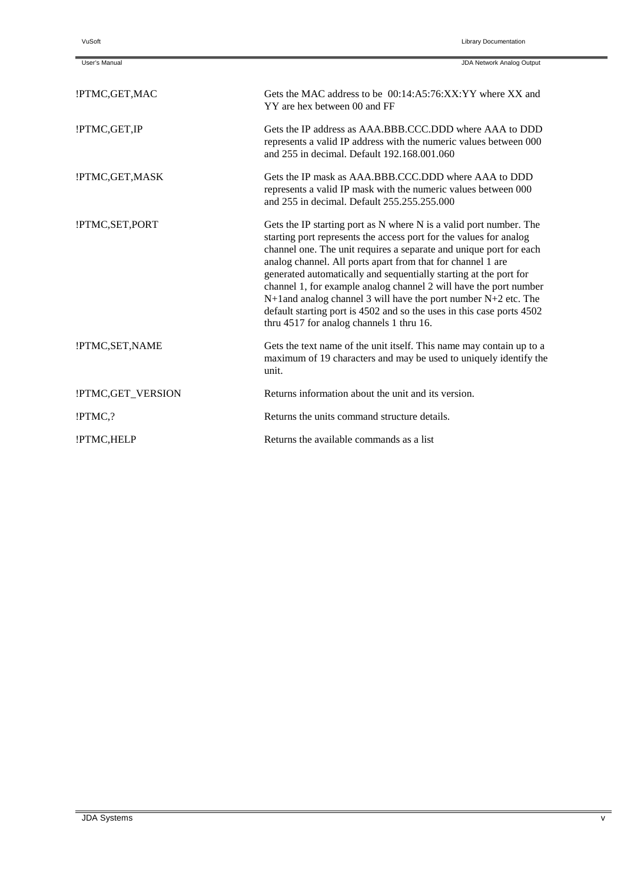| | |
|---|---|
| !PTMC,GET,MAC | Gets the MAC address to be 00:14:A5:76:XX:YY where XX and YY are hex between 00 and FF |
| !PTMC,GET,IP | Gets the IP address as AAA.BBB.CCC.DDD where AAA to DDD represents a valid IP address with the numeric values between 000 and 255 in decimal. Default 192.168.001.060 |
| !PTMC,GET,MASK | Gets the IP mask as AAA.BBB.CCC.DDD where AAA to DDD represents a valid IP mask with the numeric values between 000 and 255 in decimal. Default 255.255.255.000 |
| !PTMC,SET,PORT | Gets the IP starting port as N where N is a valid port number. The starting port represents the access port for the values for analog channel one. The unit requires a separate and unique port for each analog channel. All ports apart from that for channel 1 are generated automatically and sequentially starting at the port for channel 1, for example analog channel 2 will have the port number N+1and analog channel 3 will have the port number N+2 etc. The default starting port is 4502 and so the uses in this case ports 4502 thru 4517 for analog channels 1 thru 16. |
| !PTMC,SET,NAME | Gets the text name of the unit itself. This name may contain up to a maximum of 19 characters and may be used to uniquely identify the unit. |
| !PTMC,GET_VERSION | Returns information about the unit and its version. |
| !PTMC,? | Returns the units command structure details. |
| !PTMC,HELP | Returns the available commands as a list |